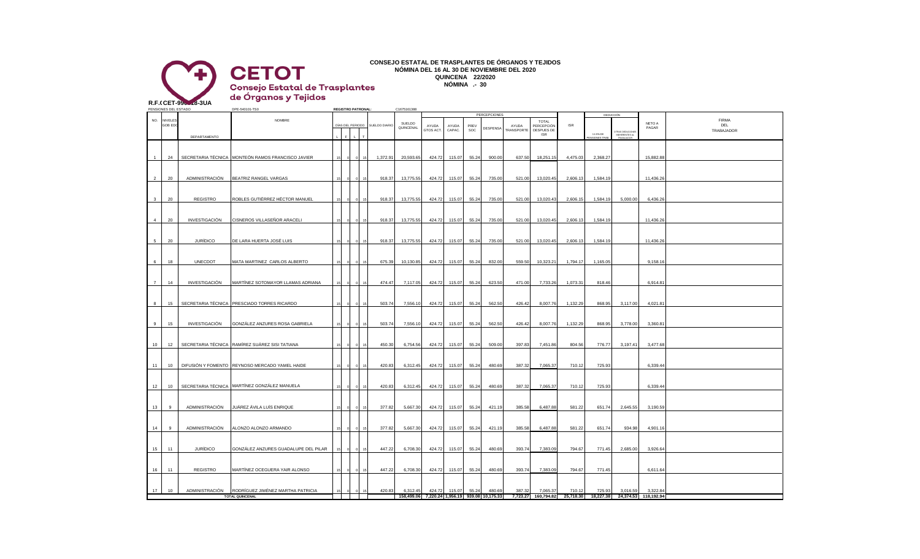**CETOT**
Consejo Estatal de Trasplantes de Órganos y Tejidos

**R.F.C CET-99__18-3UA**

# CONSEJO ESTATAL DE TRASPLANTES DE ÓRGANOS Y TEJIDOS
## NÓMINA DEL 16 AL 30 DE NOVIEMBRE DEL 2020
## QUINCENA 22/2020
## NÓMINA .- 30

PENSIONES DEL ESTADO: DPE-540101-TS0 | REGISTRO PATRONAL: C1675161388

| NO. | NIVELES GOB EDO | DEPARTAMENTO | NOMBRE | DÍAS DEL PERIODO L | F | L | T | SUELDO DIARIO | SUELDO QUINCENAL | PERCEPCIONES AYUDA GTOS ACT. | AYUDA CAPAC. | PREV SOC | DESPENSA | AYUDA TRANSPORTE | TOTAL PERCEPCIÓN DESPUES DE ISR | ISR | DEDUCCIÓN 11.5% DE PENSIONES TRAB. | OTRAS DEDUCCIONES INHERENTES AL TRABAJADOR | NETO A PAGAR | FIRMA DEL TRABAJADOR |
|---|---|---|---|---|---|---|---|---|---|---|---|---|---|---|---|---|---|---|---|---|
| 1 | 24 | SECRETARIA TÉCNICA | MONTEÓN RAMOS FRANCISCO JAVIER | 15 | 0 | 0 | 15 | 1,372.91 | 20,593.65 | 424.72 | 115.07 | 55.24 | 900.00 | 637.50 | 18,251.15 | 4,475.03 | 2,368.27 | | 15,882.88 | |
| 2 | 20 | ADMINISTRACIÓN | BEATRIZ RANGEL VARGAS | 15 | 0 | 0 | 15 | 918.37 | 13,775.55 | 424.72 | 115.07 | 55.24 | 735.00 | 521.00 | 13,020.45 | 2,606.13 | 1,584.19 | | 11,436.26 | |
| 3 | 20 | REGISTRO | ROBLES GUTIÉRREZ HÉCTOR MANUEL | 15 | 0 | 0 | 15 | 918.37 | 13,775.55 | 424.72 | 115.07 | 55.24 | 735.00 | 521.00 | 13,020.43 | 2,606.15 | 1,584.19 | 5,000.00 | 6,436.26 | |
| 4 | 20 | INVESTIGACIÓN | CISNEROS VILLASEÑOR ARACELI | 15 | 0 | 0 | 15 | 918.37 | 13,775.55 | 424.72 | 115.07 | 55.24 | 735.00 | 521.00 | 13,020.45 | 2,606.13 | 1,584.19 | | 11,436.26 | |
| 5 | 20 | JURÍDICO | DE LARA HUERTA JOSÉ LUIS | 15 | 0 | 0 | 15 | 918.37 | 13,775.55 | 424.72 | 115.07 | 55.24 | 735.00 | 521.00 | 13,020.45 | 2,606.13 | 1,584.19 | | 11,436.26 | |
| 6 | 18 | UNECDOT | MATA MARTINEZ CARLOS ALBERTO | 15 | 0 | 0 | 15 | 675.39 | 10,130.85 | 424.72 | 115.07 | 55.24 | 832.00 | 559.50 | 10,323.21 | 1,794.17 | 1,165.05 | | 9,158.16 | |
| 7 | 14 | INVESTIGACIÓN | MARTÍNEZ SOTOMAYOR LLAMAS ADRIANA | 15 | 0 | 0 | 15 | 474.47 | 7,117.05 | 424.72 | 115.07 | 55.24 | 623.50 | 471.00 | 7,733.26 | 1,073.31 | 818.46 | | 6,914.81 | |
| 8 | 15 | SECRETARIA TÉCNICA | PRESCIADO TORRES RICARDO | 15 | 0 | 0 | 15 | 503.74 | 7,556.10 | 424.72 | 115.07 | 55.24 | 562.50 | 426.42 | 8,007.76 | 1,132.29 | 868.95 | 3,117.00 | 4,021.81 | |
| 9 | 15 | INVESTIGACIÓN | GONZÁLEZ ANZURES ROSA GABRIELA | 15 | 0 | 0 | 15 | 503.74 | 7,556.10 | 424.72 | 115.07 | 55.24 | 562.50 | 426.42 | 8,007.76 | 1,132.29 | 868.95 | 3,778.00 | 3,360.81 | |
| 10 | 12 | SECRETARIA TÉCNICA | RAMÍREZ SUÁREZ SISI TATIANA | 15 | 0 | 0 | 15 | 450.30 | 6,754.56 | 424.72 | 115.07 | 55.24 | 509.00 | 397.83 | 7,451.86 | 804.56 | 776.77 | 3,197.41 | 3,477.68 | |
| 11 | 10 | DIFUSIÓN Y FOMENTO | REYNOSO MERCADO YAMEL HAIDE | 15 | 0 | 0 | 15 | 420.83 | 6,312.45 | 424.72 | 115.07 | 55.24 | 480.69 | 387.32 | 7,065.37 | 710.12 | 725.93 | | 6,339.44 | |
| 12 | 10 | SECRETARIA TÉCNICA | MARTÍNEZ GONZÁLEZ MANUELA | 15 | 0 | 0 | 15 | 420.83 | 6,312.45 | 424.72 | 115.07 | 55.24 | 480.69 | 387.32 | 7,065.37 | 710.12 | 725.93 | | 6,339.44 | |
| 13 | 9 | ADMINISTRACIÓN | JUÁREZ ÁVILA LUÍS ENRIQUE | 15 | 0 | 0 | 15 | 377.82 | 5,667.30 | 424.72 | 115.07 | 55.24 | 421.19 | 385.58 | 6,487.88 | 581.22 | 651.74 | 2,645.55 | 3,190.59 | |
| 14 | 9 | ADMINISTRACIÓN | ALONZO ALONZO ARMANDO | 15 | 0 | 0 | 15 | 377.82 | 5,667.30 | 424.72 | 115.07 | 55.24 | 421.19 | 385.58 | 6,487.88 | 581.22 | 651.74 | 934.98 | 4,901.16 | |
| 15 | 11 | JURÍDICO | GONZÁLEZ ANZURES GUADALUPE DEL PILAR | 15 | 0 | 0 | 15 | 447.22 | 6,708.30 | 424.72 | 115.07 | 55.24 | 480.69 | 393.74 | 7,383.09 | 794.67 | 771.45 | 2,685.00 | 3,926.64 | |
| 16 | 11 | REGISTRO | MARTÍNEZ OCEGUERA YAIR ALONSO | 15 | 0 | 0 | 15 | 447.22 | 6,708.30 | 424.72 | 115.07 | 55.24 | 480.69 | 393.74 | 7,383.09 | 794.67 | 771.45 | | 6,611.64 | |
| 17 | 10 | ADMINISTRACIÓN | RODRÍGUEZ JIMÉNEZ MARTHA PATRICIA | 15 | 0 | 0 | 15 | 420.83 | 6,312.45 | 424.72 | 115.07 | 55.24 | 480.69 | 387.32 | 7,065.37 | 710.12 | 725.93 | 3,016.59 | 3,322.84 | |
| | | | TOTAL QUINCENAL | | | | | | 158,499.06 | 7,220.24 | 1,956.19 | 939.08 | 10,175.33 | 7,723.27 | 160,794.82 | 25,718.30 | 18,227.38 | 24,374.53 | 118,192.94 | |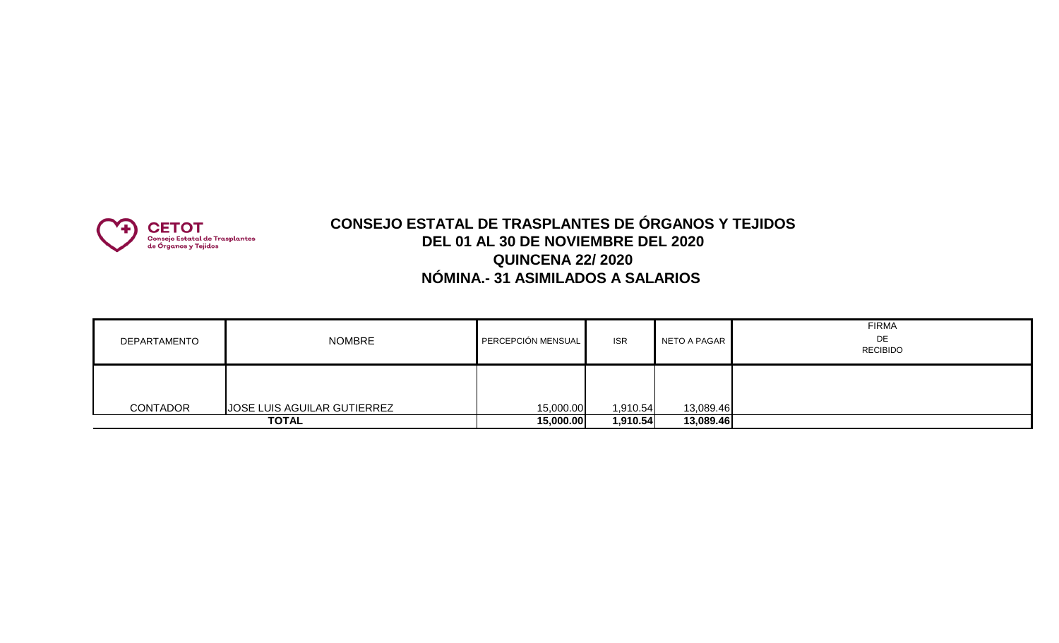CETOT
Consejo Estatal de Trasplantes de Órganos y Tejidos

# CONSEJO ESTATAL DE TRASPLANTES DE ÓRGANOS Y TEJIDOS
## DEL 01 AL 30 DE NOVIEMBRE DEL 2020
## QUINCENA 22/ 2020
## NÓMINA.- 31 ASIMILADOS A SALARIOS

| DEPARTAMENTO | NOMBRE | PERCEPCIÓN MENSUAL | ISR | NETO A PAGAR | FIRMA DE RECIBIDO |
|---|---|---|---|---|---|
| CONTADOR | JOSE LUIS AGUILAR GUTIERREZ | 15,000.00 | 1,910.54 | 13,089.46 | |
| **TOTAL** | | **15,000.00** | **1,910.54** | **13,089.46** | |